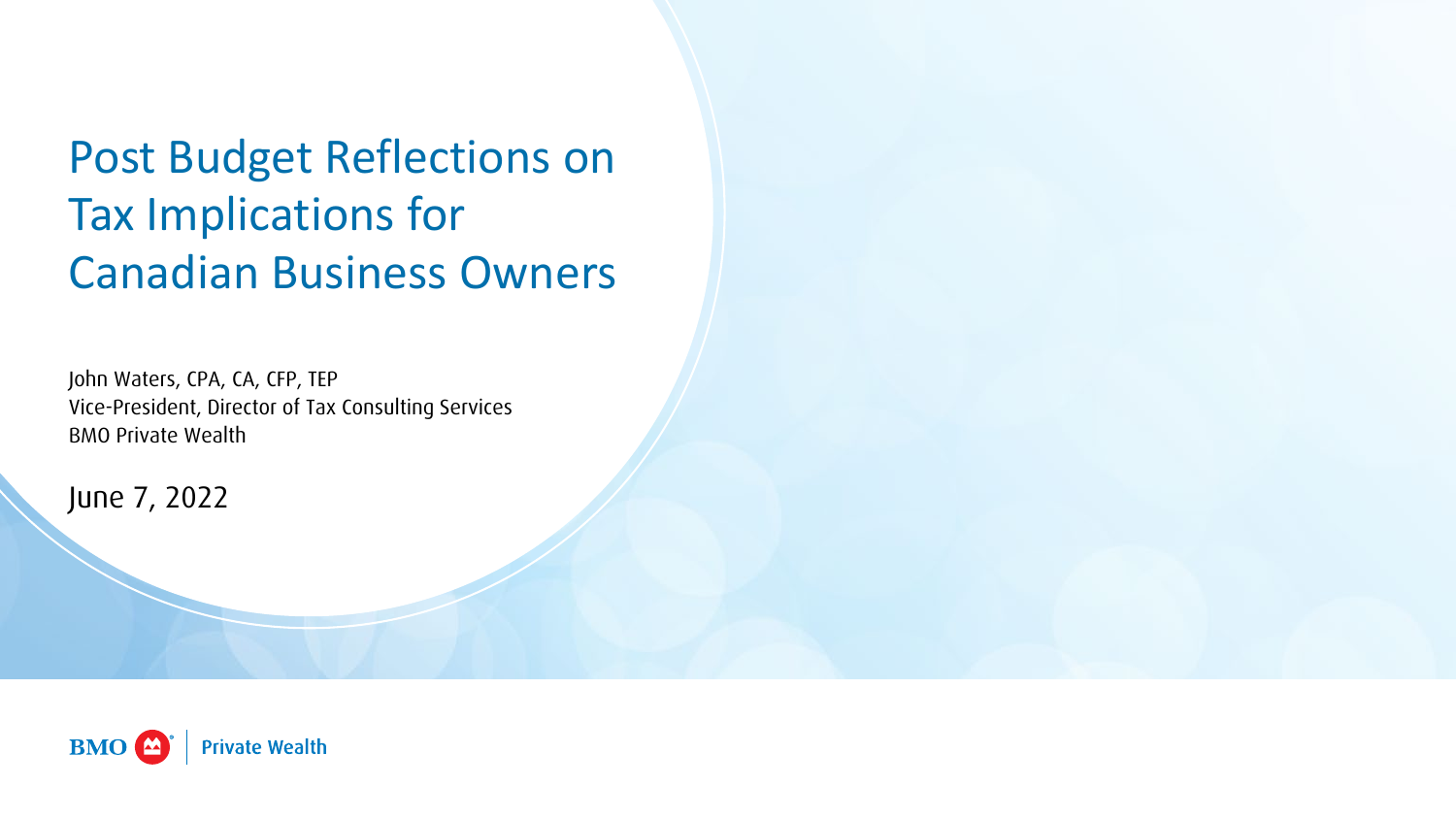# Post Budget Reflections on Tax Implications for Canadian Business Owners

John Waters, CPA, CA, CFP, TEP
Vice-President, Director of Tax Consulting Services
BMO Private Wealth

June 7, 2022

BMO Private Wealth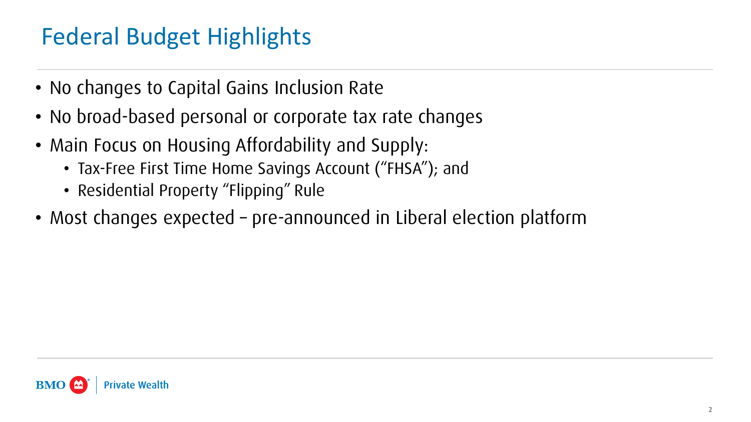# Federal Budget Highlights

- No changes to Capital Gains Inclusion Rate
- No broad-based personal or corporate tax rate changes
- Main Focus on Housing Affordability and Supply:
  - Tax-Free First Time Home Savings Account ("FHSA"); and
  - Residential Property "Flipping" Rule
- Most changes expected – pre-announced in Liberal election platform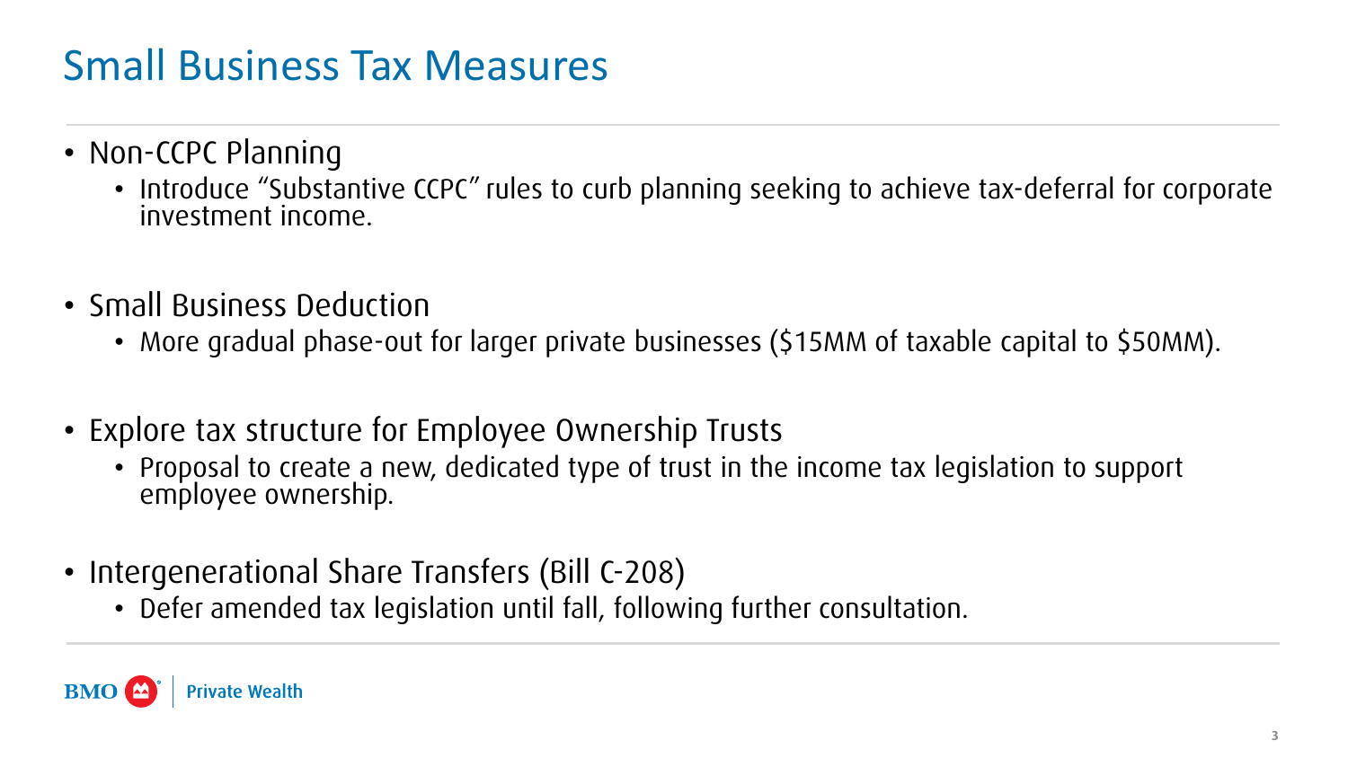# Small Business Tax Measures

- Non-CCPC Planning
  - Introduce "Substantive CCPC" rules to curb planning seeking to achieve tax-deferral for corporate investment income.

- Small Business Deduction
  - More gradual phase-out for larger private businesses ($15MM of taxable capital to $50MM).

- Explore tax structure for Employee Ownership Trusts
  - Proposal to create a new, dedicated type of trust in the income tax legislation to support employee ownership.

- Intergenerational Share Transfers (Bill C-208)
  - Defer amended tax legislation until fall, following further consultation.

BMO | Private Wealth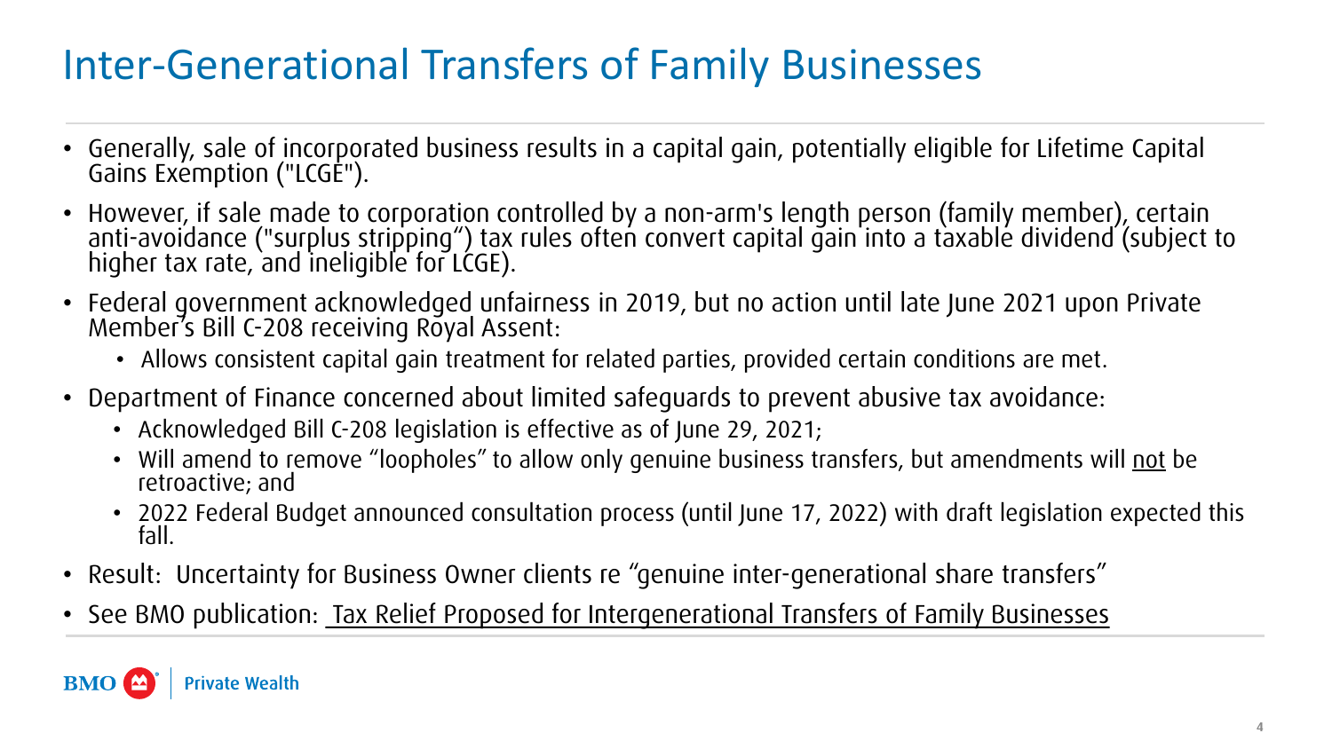# Inter-Generational Transfers of Family Businesses

- Generally, sale of incorporated business results in a capital gain, potentially eligible for Lifetime Capital Gains Exemption ("LCGE").
- However, if sale made to corporation controlled by a non-arm's length person (family member), certain anti-avoidance ("surplus stripping") tax rules often convert capital gain into a taxable dividend (subject to higher tax rate, and ineligible for LCGE).
- Federal government acknowledged unfairness in 2019, but no action until late June 2021 upon Private Member's Bill C-208 receiving Royal Assent:
  - Allows consistent capital gain treatment for related parties, provided certain conditions are met.
- Department of Finance concerned about limited safeguards to prevent abusive tax avoidance:
  - Acknowledged Bill C-208 legislation is effective as of June 29, 2021;
  - Will amend to remove "loopholes" to allow only genuine business transfers, but amendments will <u>not</u> be retroactive; and
  - 2022 Federal Budget announced consultation process (until June 17, 2022) with draft legislation expected this fall.
- Result: Uncertainty for Business Owner clients re "genuine inter-generational share transfers"
- See BMO publication: <u>Tax Relief Proposed for Intergenerational Transfers of Family Businesses</u>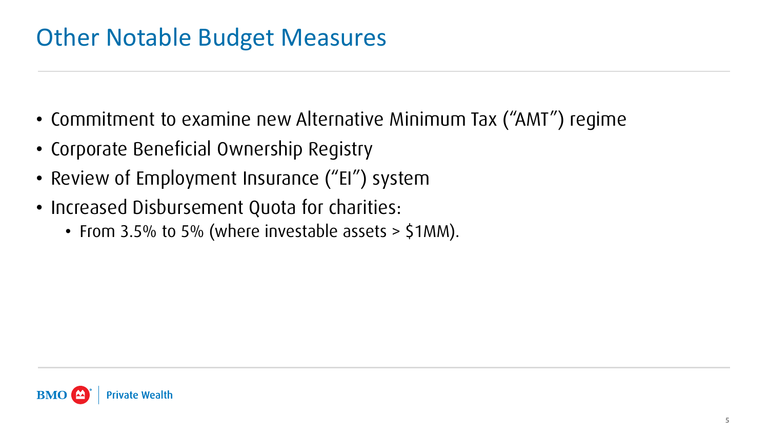# Other Notable Budget Measures

- Commitment to examine new Alternative Minimum Tax (“AMT”) regime
- Corporate Beneficial Ownership Registry
- Review of Employment Insurance (“EI”) system
- Increased Disbursement Quota for charities:
  - From 3.5% to 5% (where investable assets > $1MM).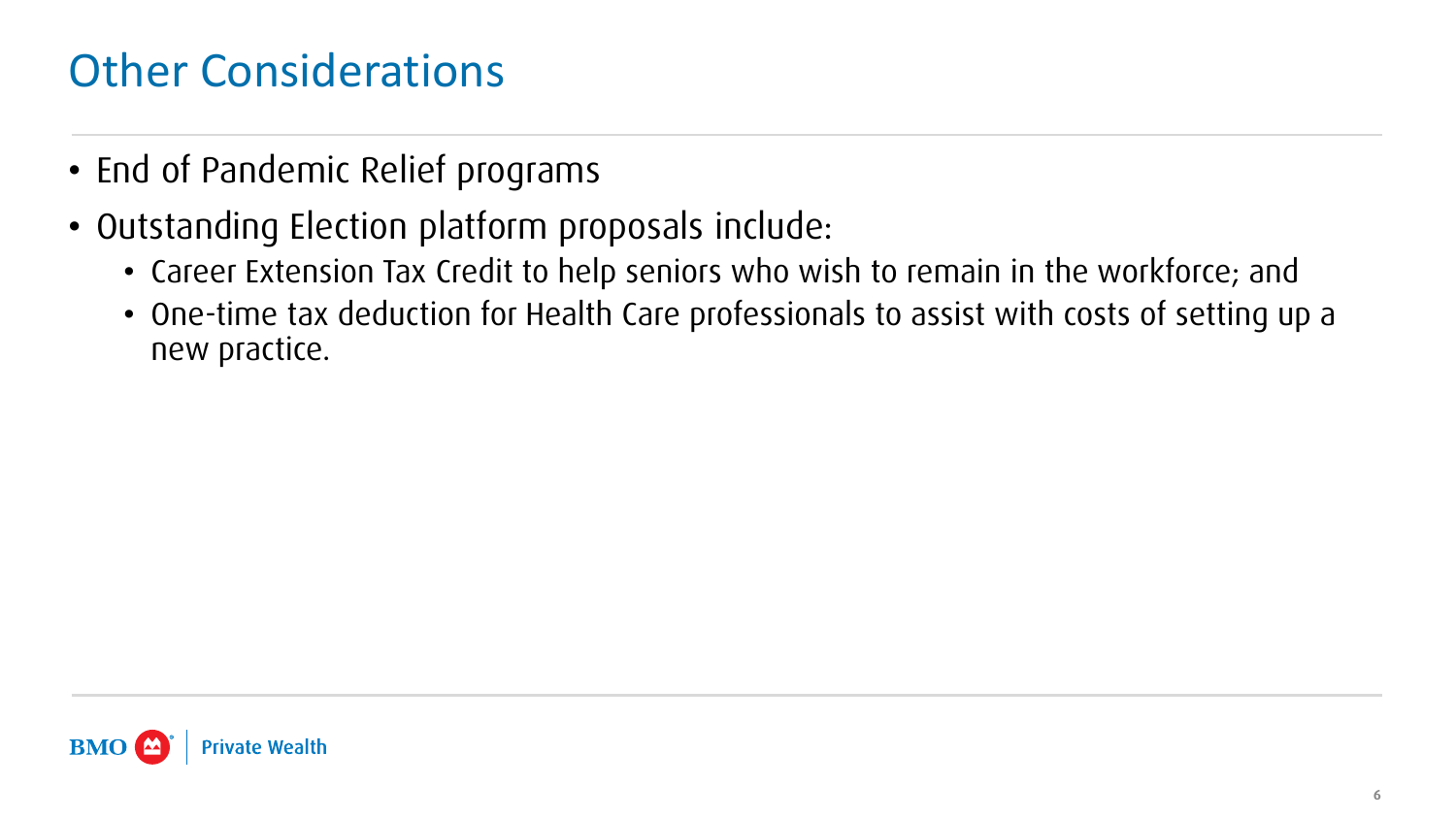# Other Considerations

- End of Pandemic Relief programs
- Outstanding Election platform proposals include:
  - Career Extension Tax Credit to help seniors who wish to remain in the workforce; and
  - One-time tax deduction for Health Care professionals to assist with costs of setting up a new practice.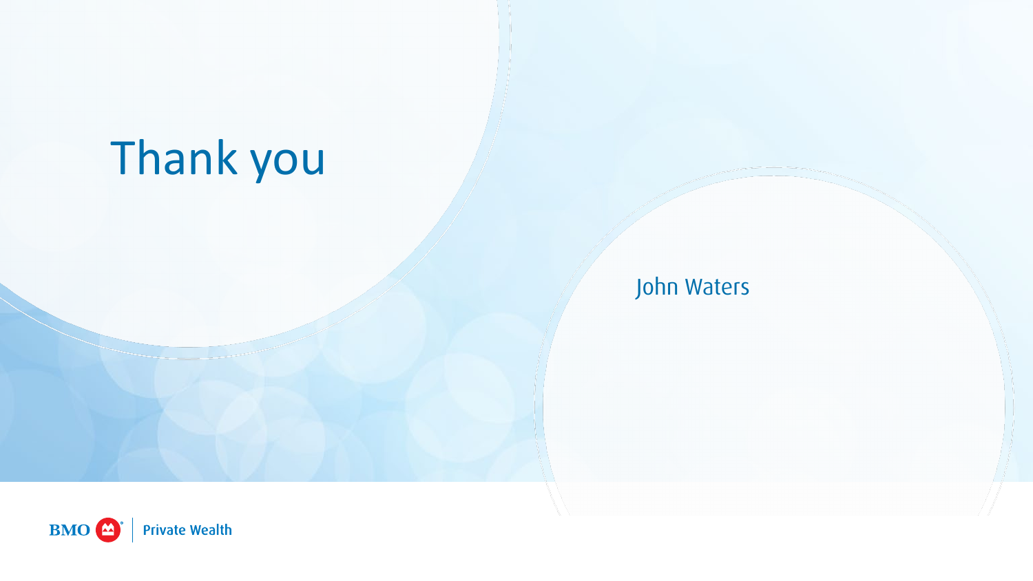# Thank you

John Waters

BMO Private Wealth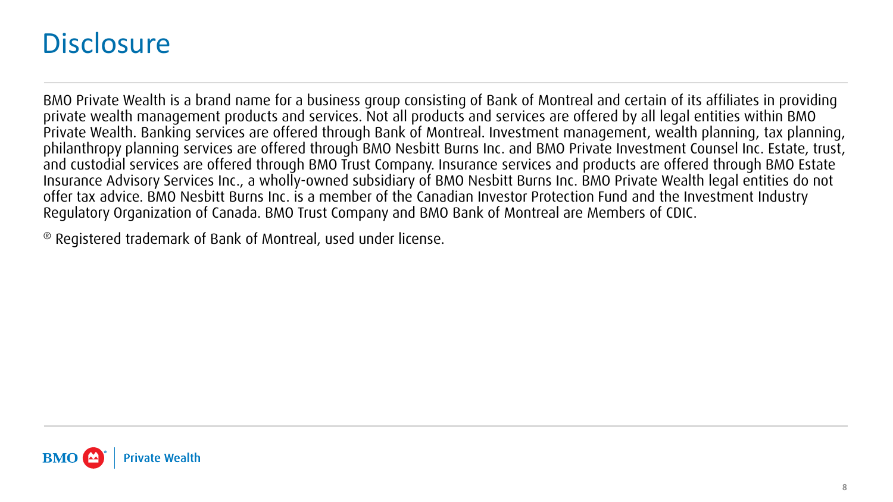# Disclosure

BMO Private Wealth is a brand name for a business group consisting of Bank of Montreal and certain of its affiliates in providing private wealth management products and services. Not all products and services are offered by all legal entities within BMO Private Wealth. Banking services are offered through Bank of Montreal. Investment management, wealth planning, tax planning, philanthropy planning services are offered through BMO Nesbitt Burns Inc. and BMO Private Investment Counsel Inc. Estate, trust, and custodial services are offered through BMO Trust Company. Insurance services and products are offered through BMO Estate Insurance Advisory Services Inc., a wholly-owned subsidiary of BMO Nesbitt Burns Inc. BMO Private Wealth legal entities do not offer tax advice. BMO Nesbitt Burns Inc. is a member of the Canadian Investor Protection Fund and the Investment Industry Regulatory Organization of Canada. BMO Trust Company and BMO Bank of Montreal are Members of CDIC.

® Registered trademark of Bank of Montreal, used under license.

BMO Private Wealth